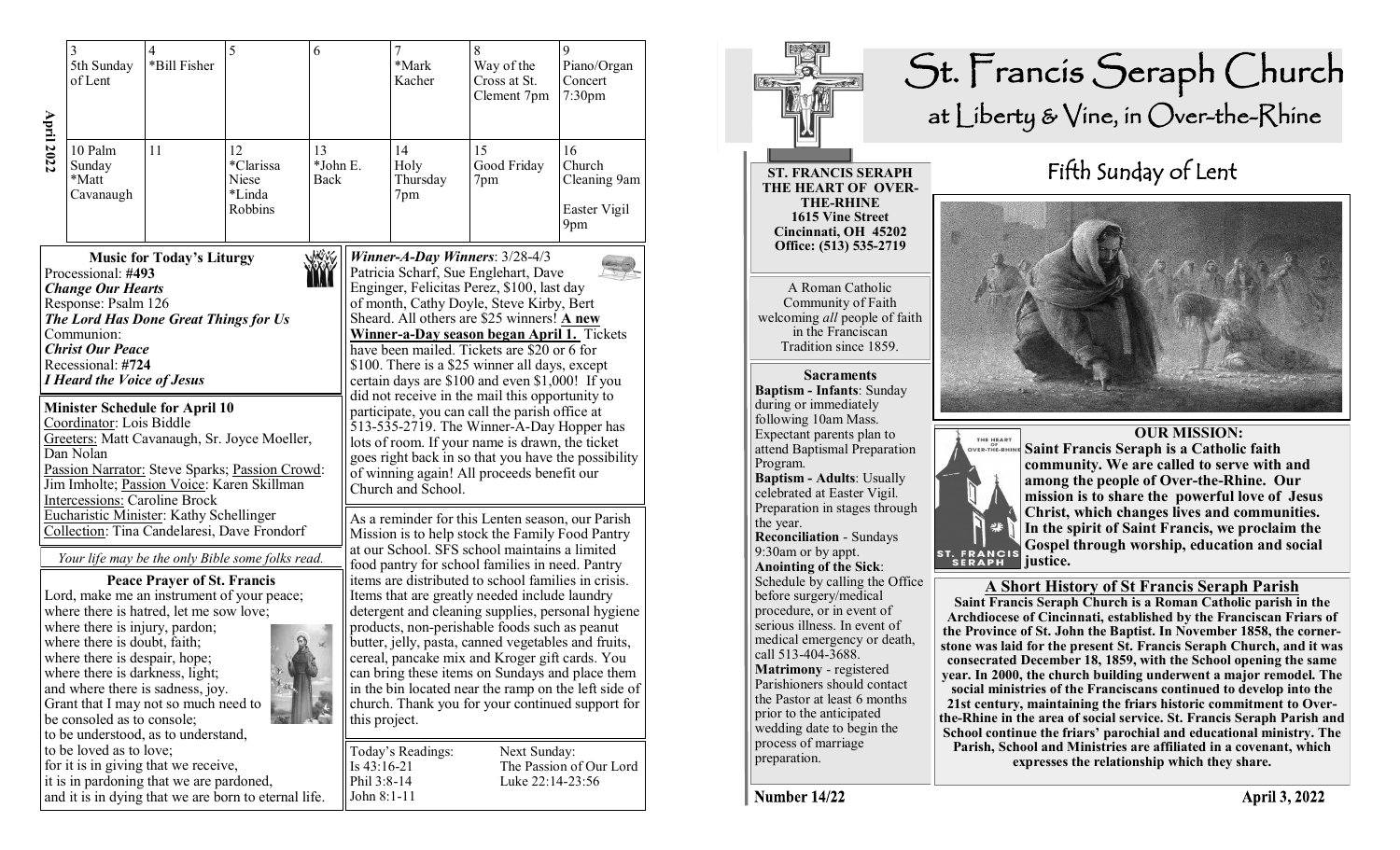**April 2022**

| | | | | | | |
|---|---|---|---|---|---|---|
| 3<br>5th Sunday of Lent | 4<br>*Bill Fisher | 5 | 6 | 7<br>*Mark Kacher | 8<br>Way of the Cross at St. Clement 7pm | 9<br>Piano/Organ Concert 7:30pm |
| 10 Palm Sunday<br>*Matt Cavanaugh | 11 | 12<br>*Clarissa Niese<br>*Linda Robbins | 13<br>*John E. Back | 14<br>Holy Thursday 7pm | 15<br>Good Friday 7pm | 16<br>Church Cleaning 9am<br><br>Easter Vigil 9pm |

### Music for Today's Liturgy

Processional: **#493**
***Change Our Hearts***
Response: Psalm 126
***The Lord Has Done Great Things for Us***
Communion:
***Christ Our Peace***
Recessional: **#724**
***I Heard the Voice of Jesus***

### Minister Schedule for April 10

Coordinator: Lois Biddle
Greeters: Matt Cavanaugh, Sr. Joyce Moeller, Dan Nolan
Passion Narrator: Steve Sparks; Passion Crowd: Jim Imholte; Passion Voice: Karen Skillman
Intercessions: Caroline Brock
Eucharistic Minister: Kathy Schellinger
Collection: Tina Candelaresi, Dave Frondorf

*Your life may be the only Bible some folks read.*

### Peace Prayer of St. Francis

Lord, make me an instrument of your peace;
where there is hatred, let me sow love;
where there is injury, pardon;
where there is doubt, faith;
where there is despair, hope;
where there is darkness, light;
and where there is sadness, joy.
Grant that I may not so much need to be consoled as to console;
to be understood, as to understand,
to be loved as to love;
for it is in giving that we receive,
it is in pardoning that we are pardoned,
and it is in dying that we are born to eternal life.

***Winner-A-Day Winners***: 3/28-4/3
Patricia Scharf, Sue Englehart, Dave Enginger, Felicitas Perez, $100, last day of month, Cathy Doyle, Steve Kirby, Bert Sheard. All others are $25 winners! **A new Winner-a-Day season began April 1.** Tickets have been mailed. Tickets are $20 or 6 for $100. There is a $25 winner all days, except certain days are $100 and even $1,000! If you did not receive in the mail this opportunity to participate, you can call the parish office at 513-535-2719. The Winner-A-Day Hopper has lots of room. If your name is drawn, the ticket goes right back in so that you have the possibility of winning again! All proceeds benefit our Church and School.

As a reminder for this Lenten season, our Parish Mission is to help stock the Family Food Pantry at our School. SFS school maintains a limited food pantry for school families in need. Pantry items are distributed to school families in crisis. Items that are greatly needed include laundry detergent and cleaning supplies, personal hygiene products, non-perishable foods such as peanut butter, jelly, pasta, canned vegetables and fruits, cereal, pancake mix and Kroger gift cards. You can bring these items on Sundays and place them in the bin located near the ramp on the left side of church. Thank you for your continued support for this project.

| Today's Readings: | Next Sunday: |
|---|---|
| Is 43:16-21 | The Passion of Our Lord |
| Phil 3:8-14 | Luke 22:14-23:56 |
| John 8:1-11 | |

# St. Francis Seraph Church
## at Liberty & Vine, in Over-the-Rhine

**ST. FRANCIS SERAPH THE HEART OF OVER-THE-RHINE**
**1615 Vine Street**
**Cincinnati, OH 45202**
**Office: (513) 535-2719**

A Roman Catholic Community of Faith welcoming *all* people of faith in the Franciscan Tradition since 1859.

### Sacraments

**Baptism - Infants**: Sunday during or immediately following 10am Mass. Expectant parents plan to attend Baptismal Preparation Program.
**Baptism - Adults**: Usually celebrated at Easter Vigil. Preparation in stages through the year.
**Reconciliation** - Sundays 9:30am or by appt.
**Anointing of the Sick**: Schedule by calling the Office before surgery/medical procedure, or in event of serious illness. In event of medical emergency or death, call 513-404-3688.
**Matrimony** - registered Parishioners should contact the Pastor at least 6 months prior to the anticipated wedding date to begin the process of marriage preparation.

## Fifth Sunday of Lent

### OUR MISSION:

**Saint Francis Seraph is a Catholic faith community. We are called to serve with and among the people of Over-the-Rhine. Our mission is to share the powerful love of Jesus Christ, which changes lives and communities. In the spirit of Saint Francis, we proclaim the Gospel through worship, education and social justice.**

### A Short History of St Francis Seraph Parish

**Saint Francis Seraph Church is a Roman Catholic parish in the Archdiocese of Cincinnati, established by the Franciscan Friars of the Province of St. John the Baptist. In November 1858, the corner-stone was laid for the present St. Francis Seraph Church, and it was consecrated December 18, 1859, with the School opening the same year. In 2000, the church building underwent a major remodel. The social ministries of the Franciscans continued to develop into the 21st century, maintaining the friars historic commitment to Over-the-Rhine in the area of social service. St. Francis Seraph Parish and School continue the friars' parochial and educational ministry. The Parish, School and Ministries are affiliated in a covenant, which expresses the relationship which they share.**

**Number 14/22** **April 3, 2022**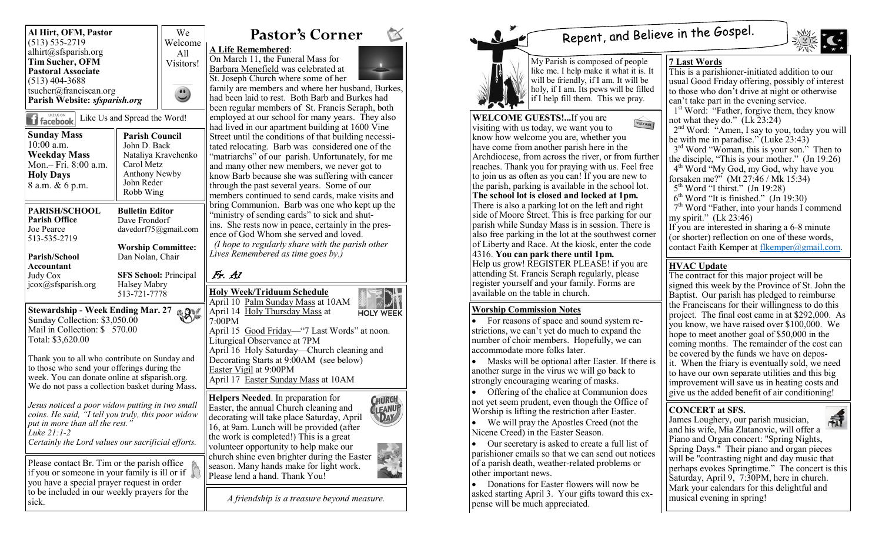**Al Hirt, OFM, Pastor**
(513) 535-2719
alhirt@sfsparish.org
**Tim Sucher, OFM**
**Pastoral Associate**
(513) 404-3688
tsucher@franciscan.org
**Parish Website:** ***sfsparish.org***

We Welcome All Visitors!

Like Us and Spread the Word!

**Sunday Mass**
10:00 a.m.
**Weekday Mass**
Mon.– Fri. 8:00 a.m.
**Holy Days**
8 a.m. & 6 p.m.

**Parish Council**
John D. Back
Nataliya Kravchenko
Carol Metz
Anthony Newby
John Reder
Robb Wing

**PARISH/SCHOOL**
**Parish Office**
Joe Pearce
513-535-2719

**Parish/School Accountant**
Judy Cox
jcox@sfsparish.org

**Bulletin Editor**
Dave Frondorf
davedorf75@gmail.com

**Worship Committee:**
Dan Nolan, Chair

**SFS School:** Principal
Halsey Mabry
513-721-7778

**Stewardship - Week Ending Mar. 27**
Sunday Collection: $3,050.00
Mail in Collection: $ 570.00
Total: $3,620.00

Thank you to all who contribute on Sunday and to those who send your offerings during the week. You can donate online at sfsparish.org. We do not pass a collection basket during Mass.

*Jesus noticed a poor widow putting in two small coins. He said, "I tell you truly, this poor widow put in more than all the rest." Luke 21:1-2*
*Certainly the Lord values our sacrificial efforts.*

Please contact Br. Tim or the parish office if you or someone in your family is ill or if you have a special prayer request in order to be included in our weekly prayers for the sick.

# Pastor's Corner

**A Life Remembered**:
On March 11, the Funeral Mass for Barbara Menefield was celebrated at St. Joseph Church where some of her family are members and where her husband, Burkes, had been laid to rest. Both Barb and Burkes had been regular members of St. Francis Seraph, both employed at our school for many years. They also had lived in our apartment building at 1600 Vine Street until the conditions of that building necessitated relocating. Barb was considered one of the "matriarchs" of our parish. Unfortunately, for me and many other new members, we never got to know Barb because she was suffering with cancer through the past several years. Some of our members continued to send cards, make visits and bring Communion. Barb was one who kept up the "ministry of sending cards" to sick and shut-ins. She rests now in peace, certainly in the presence of God Whom she served and loved.
*(I hope to regularly share with the parish other Lives Remembered as time goes by.)*

*Fr. Al*

**Holy Week/Triduum Schedule**
April 10 Palm Sunday Mass at 10AM
April 14 Holy Thursday Mass at 7:00PM
April 15 Good Friday—"7 Last Words" at noon. Liturgical Observance at 7PM
April 16 Holy Saturday—Church cleaning and Decorating Starts at 9:00AM (see below)
Easter Vigil at 9:00PM
April 17 Easter Sunday Mass at 10AM

**Helpers Needed**. In preparation for Easter, the annual Church cleaning and decorating will take place Saturday, April 16, at 9am. Lunch will be provided (after the work is completed!) This is a great volunteer opportunity to help make our church shine even brighter during the Easter season. Many hands make for light work. Please lend a hand. Thank You!

*A friendship is a treasure beyond measure.*

## Repent, and Believe in the Gospel.

My Parish is composed of people like me. I help make it what it is. It will be friendly, if I am. It will be holy, if I am. Its pews will be filled if I help fill them. This we pray.

**WELCOME GUESTS!...**If you are visiting with us today, we want you to know how welcome you are, whether you have come from another parish here in the Archdiocese, from across the river, or from further reaches. Thank you for praying with us. Feel free to join us as often as you can! If you are new to the parish, parking is available in the school lot. **The school lot is closed and locked at 1pm.** There is also a parking lot on the left and right side of Moore Street. This is free parking for our parish while Sunday Mass is in session. There is also free parking in the lot at the southwest corner of Liberty and Race. At the kiosk, enter the code 4316. **You can park there until 1pm.**
Help us grow! REGISTER PLEASE! if you are attending St. Francis Seraph regularly, please register yourself and your family. Forms are available on the table in church.

**Worship Commission Notes**

- For reasons of space and sound system restrictions, we can't yet do much to expand the number of choir members. Hopefully, we can accommodate more folks later.
- Masks will be optional after Easter. If there is another surge in the virus we will go back to strongly encouraging wearing of masks.
- Offering of the chalice at Communion does not yet seem prudent, even though the Office of Worship is lifting the restriction after Easter.
- We will pray the Apostles Creed (not the Nicene Creed) in the Easter Season.
- Our secretary is asked to create a full list of parishioner emails so that we can send out notices of a parish death, weather-related problems or other important news.
- Donations for Easter flowers will now be asked starting April 3. Your gifts toward this expense will be much appreciated.

**7 Last Words**
This is a parishioner-initiated addition to our usual Good Friday offering, possibly of interest to those who don't drive at night or otherwise can't take part in the evening service.
1st Word: "Father, forgive them, they know not what they do." (Lk 23:24)
2nd Word: "Amen, I say to you, today you will be with me in paradise." (Luke 23:43)
3rd Word "Woman, this is your son." Then to the disciple, "This is your mother." (Jn 19:26)
4th Word "My God, my God, why have you forsaken me?" (Mt 27:46 / Mk 15:34)
5th Word "I thirst." (Jn 19:28)
6th Word "It is finished." (Jn 19:30)
7th Word "Father, into your hands I commend my spirit." (Lk 23:46)
If you are interested in sharing a 6-8 minute (or shorter) reflection on one of these words, contact Faith Kemper at flkemper@gmail.com.

**HVAC Update**
The contract for this major project will be signed this week by the Province of St. John the Baptist. Our parish has pledged to reimburse the Franciscans for their willingness to do this project. The final cost came in at $292,000. As you know, we have raised over $100,000. We hope to meet another goal of $50,000 in the coming months. The remainder of the cost can be covered by the funds we have on deposit. When the friary is eventually sold, we need to have our own separate utilities and this big improvement will save us in heating costs and give us the added benefit of air conditioning!

**CONCERT at SFS.**
James Loughery, our parish musician, and his wife, Mia Zlatanovic, will offer a Piano and Organ concert: "Spring Nights, Spring Days." Their piano and organ pieces will be "contrasting night and day music that perhaps evokes Springtime." The concert is this Saturday, April 9, 7:30PM, here in church. Mark your calendars for this delightful and musical evening in spring!